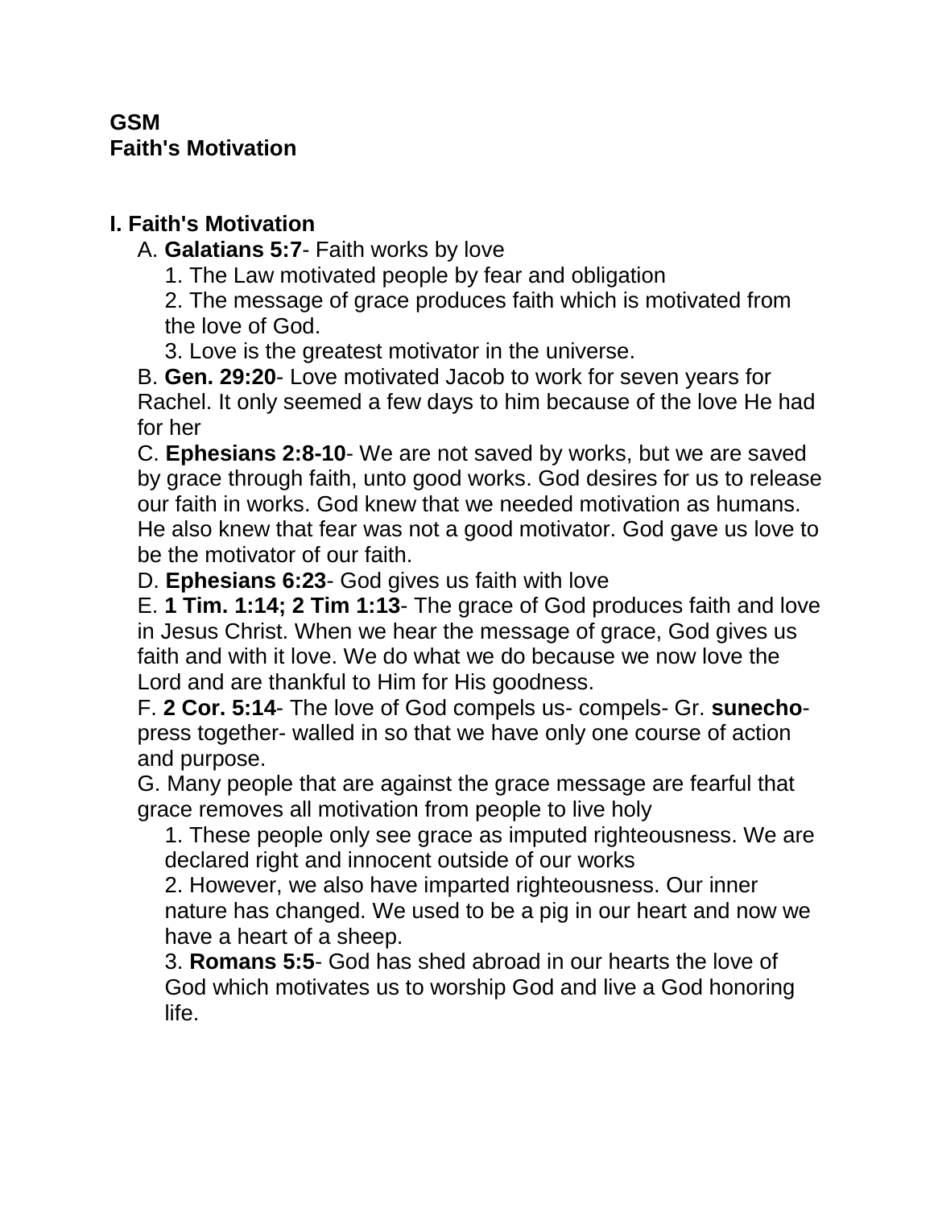**GSM**
**Faith's Motivation**

## I. Faith's Motivation

A. **Galatians 5:7**- Faith works by love

1. The Law motivated people by fear and obligation
2. The message of grace produces faith which is motivated from the love of God.
3. Love is the greatest motivator in the universe.

B. **Gen. 29:20**- Love motivated Jacob to work for seven years for Rachel. It only seemed a few days to him because of the love He had for her

C. **Ephesians 2:8-10**- We are not saved by works, but we are saved by grace through faith, unto good works. God desires for us to release our faith in works. God knew that we needed motivation as humans. He also knew that fear was not a good motivator. God gave us love to be the motivator of our faith.

D. **Ephesians 6:23**- God gives us faith with love

E. **1 Tim. 1:14; 2 Tim 1:13**- The grace of God produces faith and love in Jesus Christ. When we hear the message of grace, God gives us faith and with it love. We do what we do because we now love the Lord and are thankful to Him for His goodness.

F. **2 Cor. 5:14**- The love of God compels us- compels- Gr. **sunecho**- press together- walled in so that we have only one course of action and purpose.

G. Many people that are against the grace message are fearful that grace removes all motivation from people to live holy

1. These people only see grace as imputed righteousness. We are declared right and innocent outside of our works
2. However, we also have imparted righteousness. Our inner nature has changed. We used to be a pig in our heart and now we have a heart of a sheep.
3. **Romans 5:5**- God has shed abroad in our hearts the love of God which motivates us to worship God and live a God honoring life.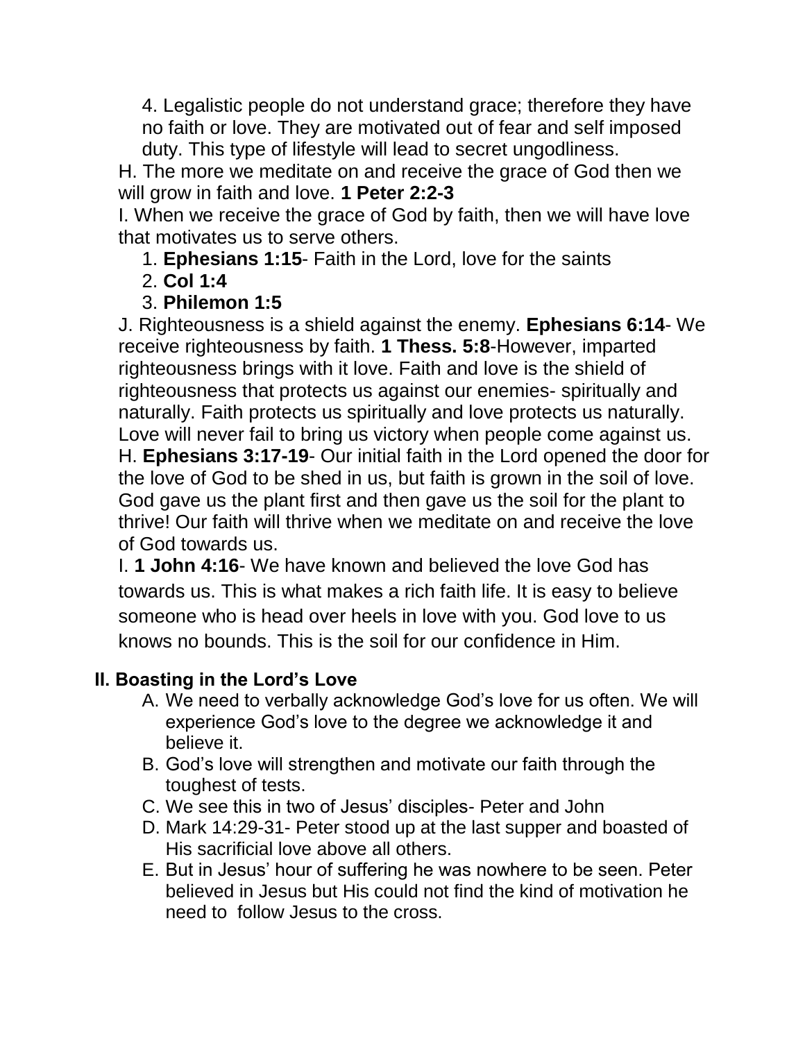4. Legalistic people do not understand grace; therefore they have no faith or love. They are motivated out of fear and self imposed duty. This type of lifestyle will lead to secret ungodliness.

H. The more we meditate on and receive the grace of God then we will grow in faith and love. **1 Peter 2:2-3**

I. When we receive the grace of God by faith, then we will have love that motivates us to serve others.

1. **Ephesians 1:15**- Faith in the Lord, love for the saints
2. **Col 1:4**
3. **Philemon 1:5**

J. Righteousness is a shield against the enemy. **Ephesians 6:14**- We receive righteousness by faith. **1 Thess. 5:8**-However, imparted righteousness brings with it love. Faith and love is the shield of righteousness that protects us against our enemies- spiritually and naturally. Faith protects us spiritually and love protects us naturally. Love will never fail to bring us victory when people come against us.

H. **Ephesians 3:17-19**- Our initial faith in the Lord opened the door for the love of God to be shed in us, but faith is grown in the soil of love. God gave us the plant first and then gave us the soil for the plant to thrive! Our faith will thrive when we meditate on and receive the love of God towards us.

I. **1 John 4:16**- We have known and believed the love God has towards us. This is what makes a rich faith life. It is easy to believe someone who is head over heels in love with you. God love to us knows no bounds. This is the soil for our confidence in Him.

## II. Boasting in the Lord's Love

A. We need to verbally acknowledge God's love for us often. We will experience God's love to the degree we acknowledge it and believe it.

B. God's love will strengthen and motivate our faith through the toughest of tests.

C. We see this in two of Jesus' disciples- Peter and John

D. Mark 14:29-31- Peter stood up at the last supper and boasted of His sacrificial love above all others.

E. But in Jesus' hour of suffering he was nowhere to be seen. Peter believed in Jesus but His could not find the kind of motivation he need to follow Jesus to the cross.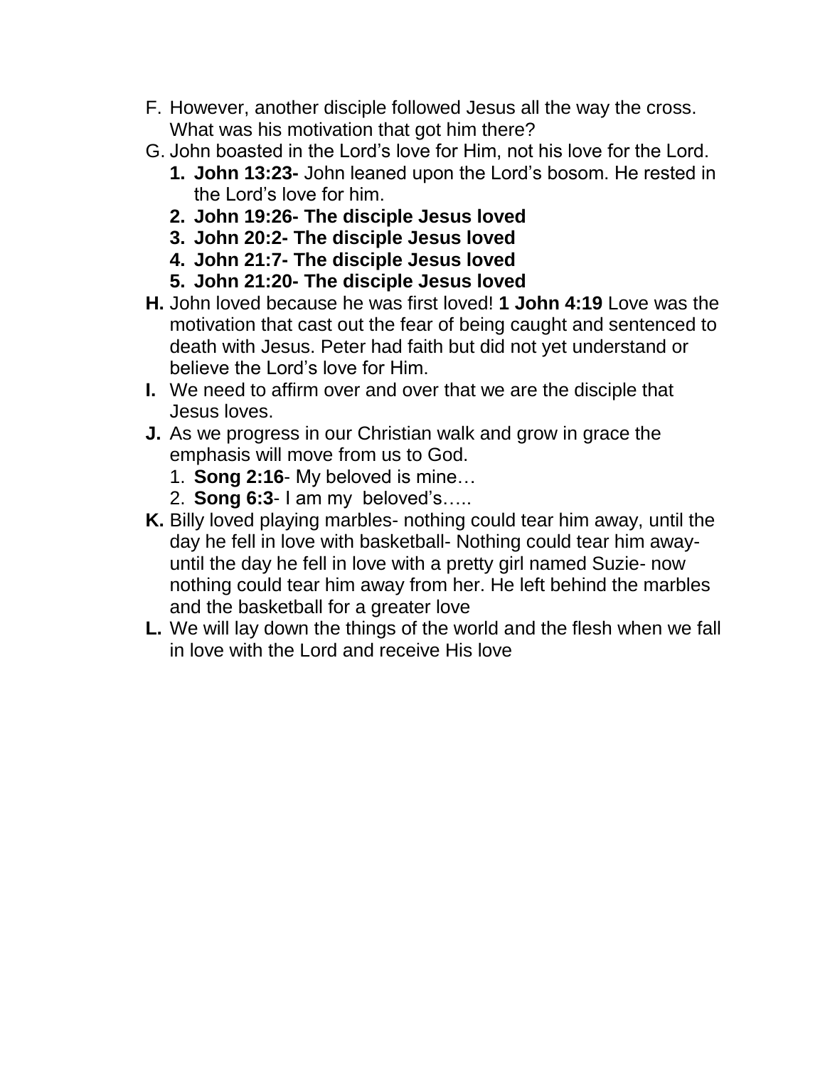F. However, another disciple followed Jesus all the way the cross. What was his motivation that got him there?

G. John boasted in the Lord's love for Him, not his love for the Lord.

1. **John 13:23-** John leaned upon the Lord's bosom. He rested in the Lord's love for him.
2. **John 19:26- The disciple Jesus loved**
3. **John 20:2- The disciple Jesus loved**
4. **John 21:7- The disciple Jesus loved**
5. **John 21:20- The disciple Jesus loved**

**H.** John loved because he was first loved! **1 John 4:19** Love was the motivation that cast out the fear of being caught and sentenced to death with Jesus. Peter had faith but did not yet understand or believe the Lord's love for Him.

**I.** We need to affirm over and over that we are the disciple that Jesus loves.

**J.** As we progress in our Christian walk and grow in grace the emphasis will move from us to God.

1. **Song 2:16**- My beloved is mine…
2. **Song 6:3**- I am my beloved's…..

**K.** Billy loved playing marbles- nothing could tear him away, until the day he fell in love with basketball- Nothing could tear him away- until the day he fell in love with a pretty girl named Suzie- now nothing could tear him away from her. He left behind the marbles and the basketball for a greater love

**L.** We will lay down the things of the world and the flesh when we fall in love with the Lord and receive His love